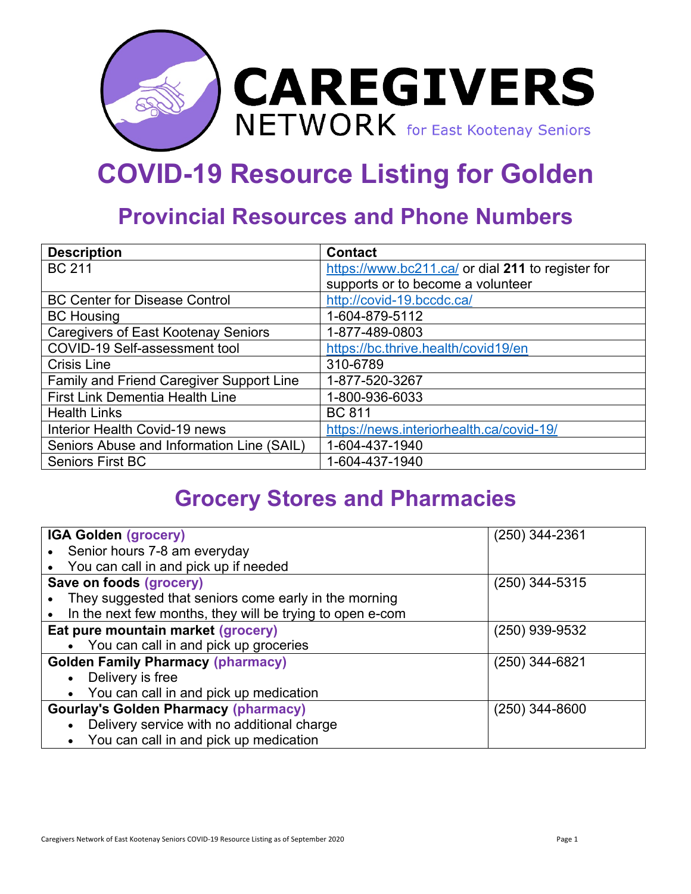# CAREGIVERS NETWORK for East Kootenay Seniors

# COVID-19 Resource Listing for Golden

## Provincial Resources and Phone Numbers

| Description | Contact |
|---|---|
| BC 211 | https://www.bc211.ca/ or dial **211** to register for supports or to become a volunteer |
| BC Center for Disease Control | http://covid-19.bccdc.ca/ |
| BC Housing | 1-604-879-5112 |
| Caregivers of East Kootenay Seniors | 1-877-489-0803 |
| COVID-19 Self-assessment tool | https://bc.thrive.health/covid19/en |
| Crisis Line | 310-6789 |
| Family and Friend Caregiver Support Line | 1-877-520-3267 |
| First Link Dementia Health Line | 1-800-936-6033 |
| Health Links | BC 811 |
| Interior Health Covid-19 news | https://news.interiorhealth.ca/covid-19/ |
| Seniors Abuse and Information Line (SAIL) | 1-604-437-1940 |
| Seniors First BC | 1-604-437-1940 |

## Grocery Stores and Pharmacies

| | |
|---|---|
| **IGA Golden** **(grocery)**<br>• Senior hours 7-8 am everyday<br>• You can call in and pick up if needed | (250) 344-2361 |
| **Save on foods** **(grocery)**<br>• They suggested that seniors come early in the morning<br>• In the next few months, they will be trying to open e-com | (250) 344-5315 |
| **Eat pure mountain market** **(grocery)**<br>• You can call in and pick up groceries | (250) 939-9532 |
| **Golden Family Pharmacy** **(pharmacy)**<br>• Delivery is free<br>• You can call in and pick up medication | (250) 344-6821 |
| **Gourlay's Golden Pharmacy** **(pharmacy)**<br>• Delivery service with no additional charge<br>• You can call in and pick up medication | (250) 344-8600 |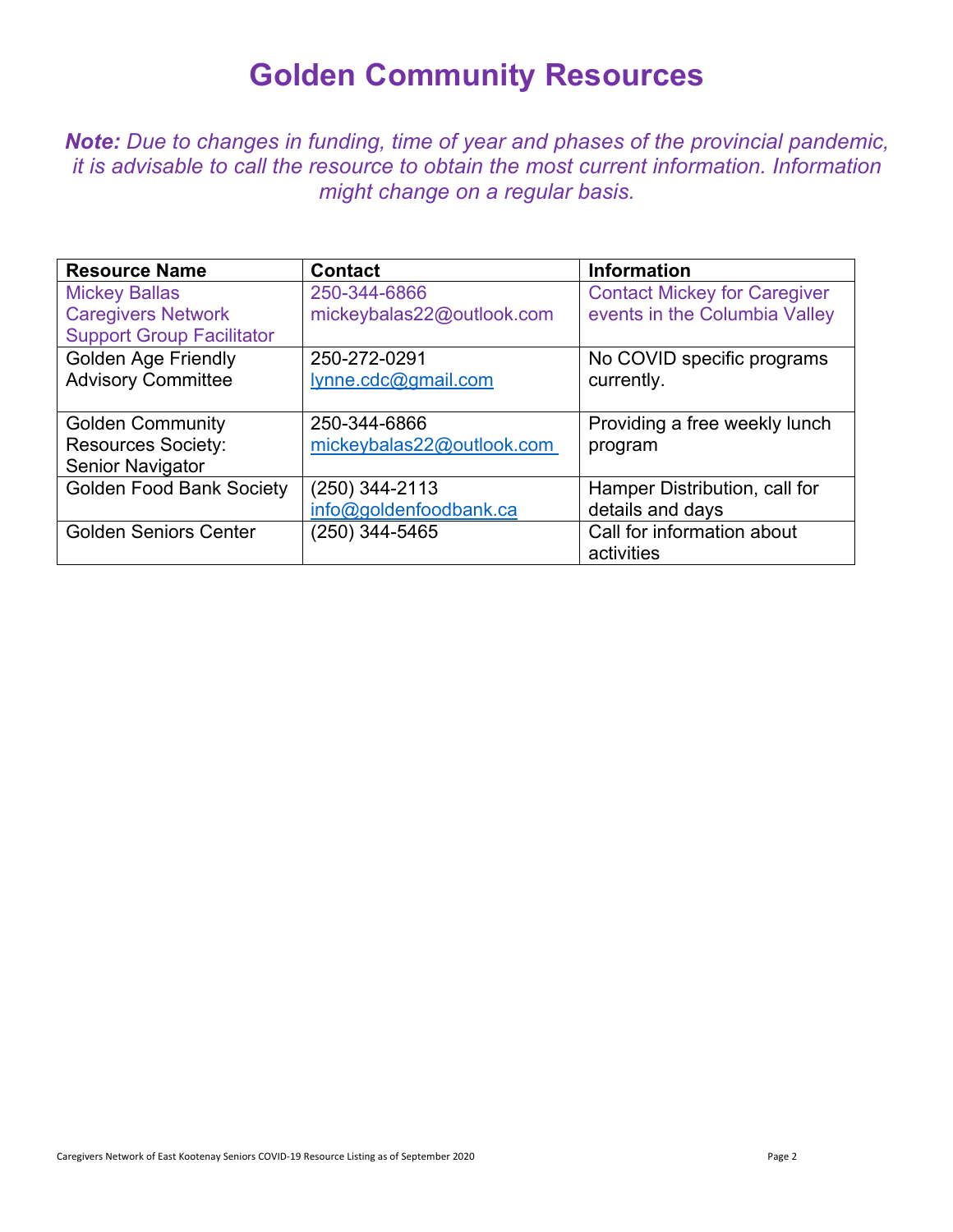# Golden Community Resources

***Note:*** *Due to changes in funding, time of year and phases of the provincial pandemic, it is advisable to call the resource to obtain the most current information. Information might change on a regular basis.*

| Resource Name | Contact | Information |
|---|---|---|
| Mickey Ballas Caregivers Network Support Group Facilitator | 250-344-6866 mickeybalas22@outlook.com | Contact Mickey for Caregiver events in the Columbia Valley |
| Golden Age Friendly Advisory Committee | 250-272-0291 lynne.cdc@gmail.com | No COVID specific programs currently. |
| Golden Community Resources Society: Senior Navigator | 250-344-6866 mickeybalas22@outlook.com | Providing a free weekly lunch program |
| Golden Food Bank Society | (250) 344-2113 info@goldenfoodbank.ca | Hamper Distribution, call for details and days |
| Golden Seniors Center | (250) 344-5465 | Call for information about activities |